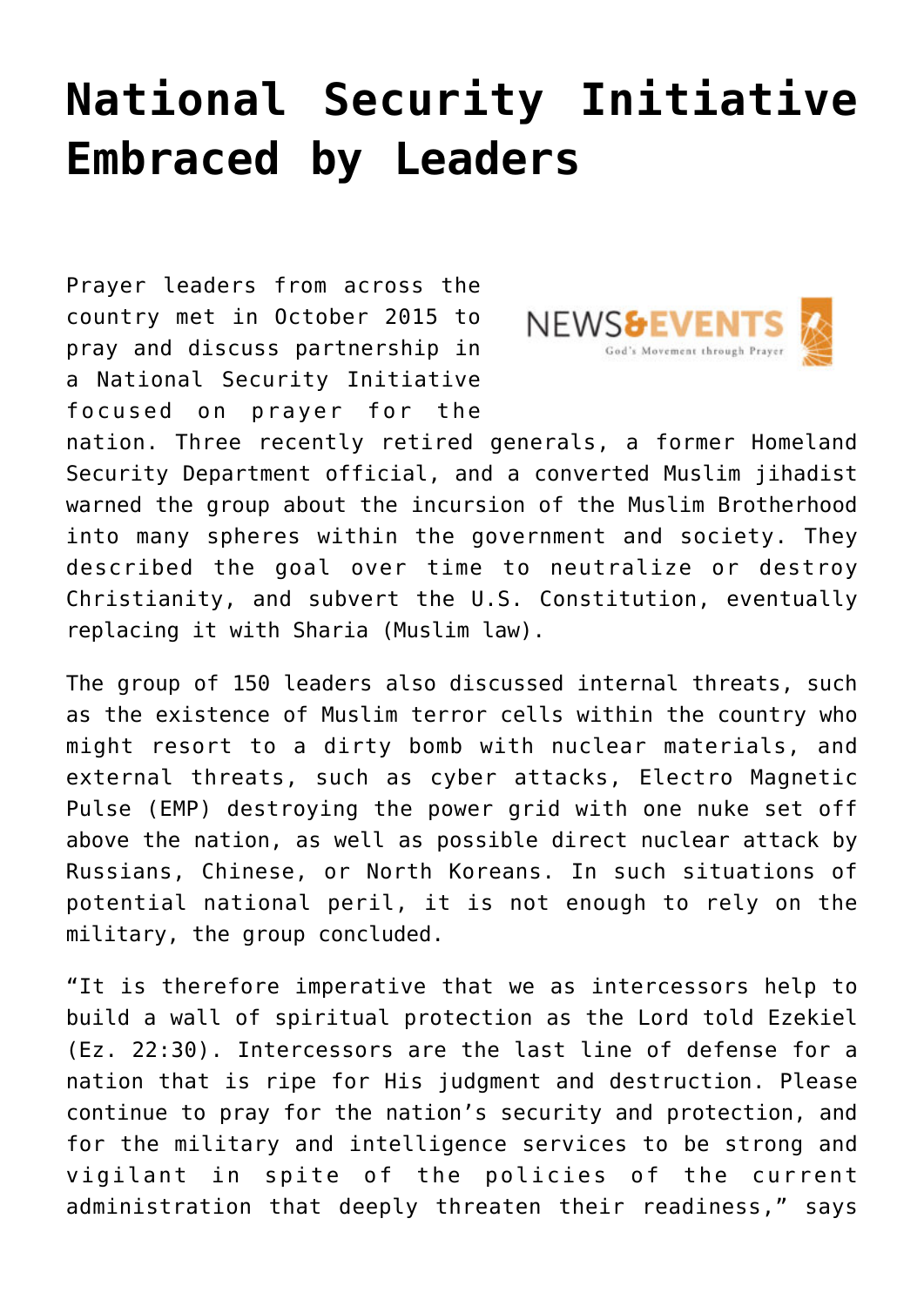# National Security Initiative Embraced by Leaders

Prayer leaders from across the country met in October 2015 to pray and discuss partnership in a National Security Initiative focused on prayer for the nation. Three recently retired generals, a former Homeland Security Department official, and a converted Muslim jihadist warned the group about the incursion of the Muslim Brotherhood into many spheres within the government and society. They described the goal over time to neutralize or destroy Christianity, and subvert the U.S. Constitution, eventually replacing it with Sharia (Muslim law).

The group of 150 leaders also discussed internal threats, such as the existence of Muslim terror cells within the country who might resort to a dirty bomb with nuclear materials, and external threats, such as cyber attacks, Electro Magnetic Pulse (EMP) destroying the power grid with one nuke set off above the nation, as well as possible direct nuclear attack by Russians, Chinese, or North Koreans. In such situations of potential national peril, it is not enough to rely on the military, the group concluded.

"It is therefore imperative that we as intercessors help to build a wall of spiritual protection as the Lord told Ezekiel (Ez. 22:30). Intercessors are the last line of defense for a nation that is ripe for His judgment and destruction. Please continue to pray for the nation's security and protection, and for the military and intelligence services to be strong and vigilant in spite of the policies of the current administration that deeply threaten their readiness," says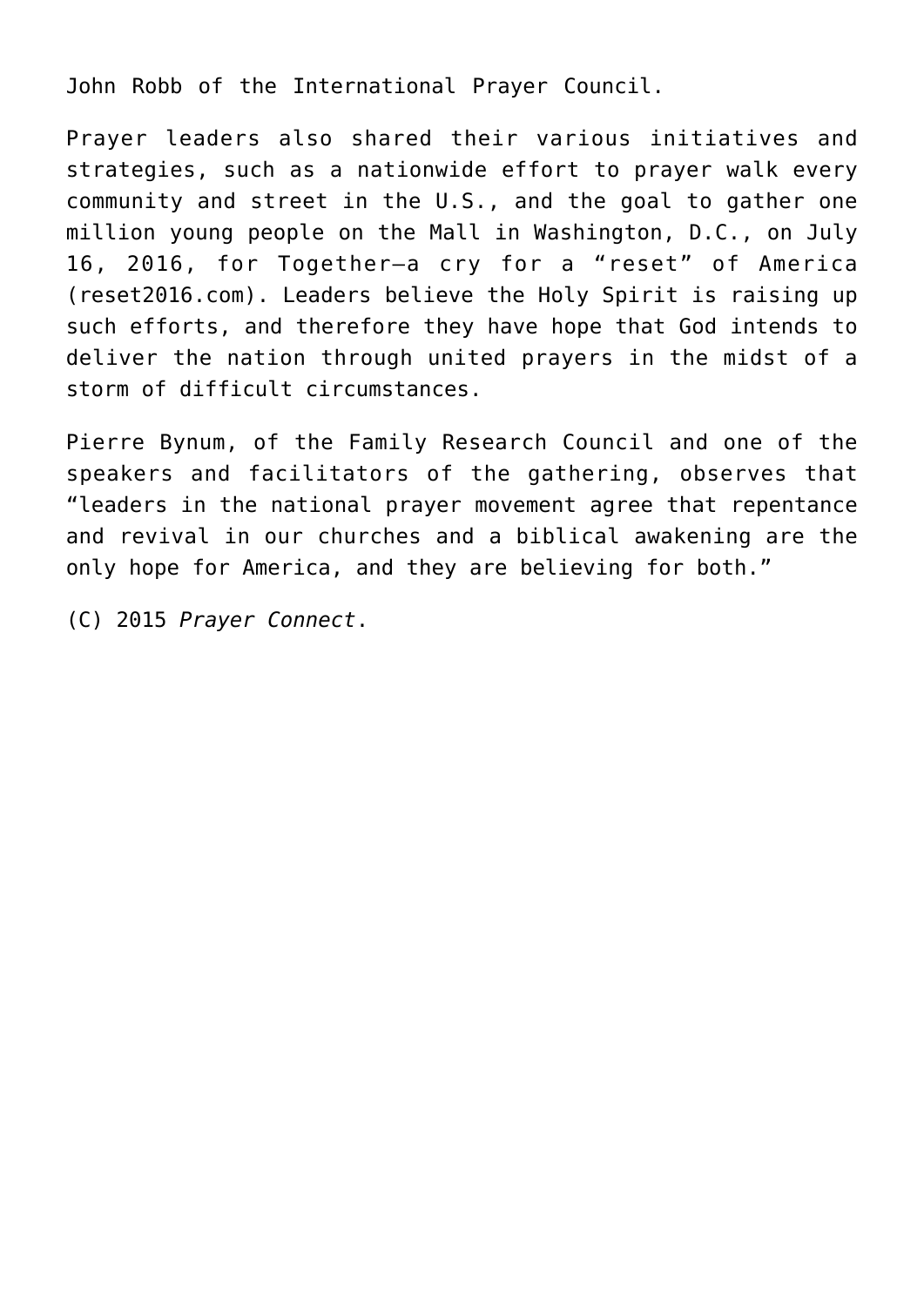John Robb of the International Prayer Council.

Prayer leaders also shared their various initiatives and strategies, such as a nationwide effort to prayer walk every community and street in the U.S., and the goal to gather one million young people on the Mall in Washington, D.C., on July 16, 2016, for Together—a cry for a "reset" of America (reset2016.com). Leaders believe the Holy Spirit is raising up such efforts, and therefore they have hope that God intends to deliver the nation through united prayers in the midst of a storm of difficult circumstances.

Pierre Bynum, of the Family Research Council and one of the speakers and facilitators of the gathering, observes that "leaders in the national prayer movement agree that repentance and revival in our churches and a biblical awakening are the only hope for America, and they are believing for both."

(C) 2015 *Prayer Connect*.